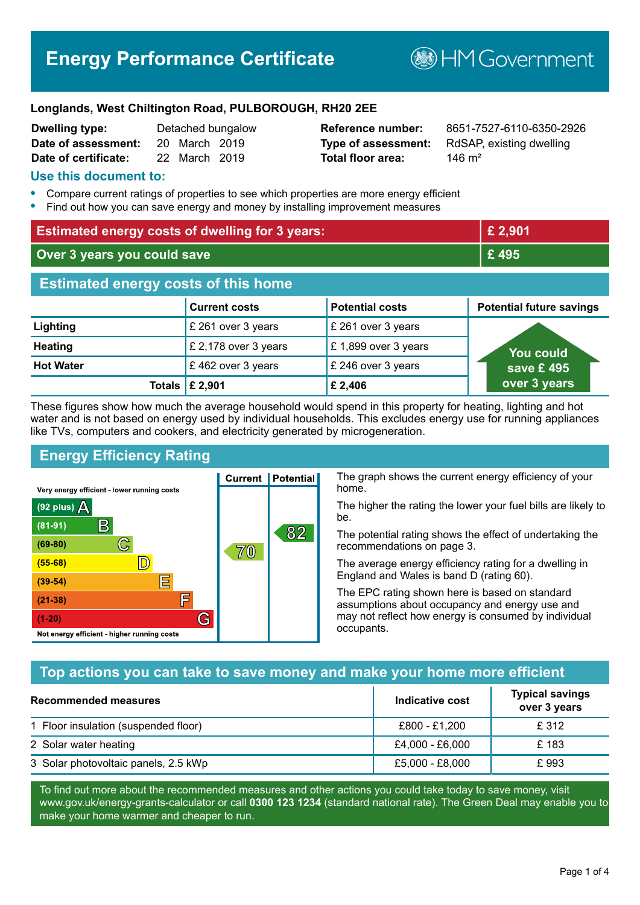# Energy Performance Certificate

HM Government

**Longlands, West Chiltington Road, PULBOROUGH, RH20 2EE**

| | | | |
|---|---|---|---|
| **Dwelling type:** | Detached bungalow | **Reference number:** | 8651-7527-6110-6350-2926 |
| **Date of assessment:** | 20 March 2019 | **Type of assessment:** | RdSAP, existing dwelling |
| **Date of certificate:** | 22 March 2019 | **Total floor area:** | 146 m² |

## Use this document to:

- Compare current ratings of properties to see which properties are more energy efficient
- Find out how you can save energy and money by installing improvement measures

| | |
|---|---|
| **Estimated energy costs of dwelling for 3 years:** | **£ 2,901** |
| **Over 3 years you could save** | **£ 495** |

## Estimated energy costs of this home

| | Current costs | Potential costs | Potential future savings |
|---|---|---|---|
| **Lighting** | £ 261 over 3 years | £ 261 over 3 years | You could save £ 495 over 3 years |
| **Heating** | £ 2,178 over 3 years | £ 1,899 over 3 years | |
| **Hot Water** | £ 462 over 3 years | £ 246 over 3 years | |
| **Totals** | **£ 2,901** | **£ 2,406** | |

These figures show how much the average household would spend in this property for heating, lighting and hot water and is not based on energy used by individual households. This excludes energy use for running appliances like TVs, computers and cookers, and electricity generated by microgeneration.

## Energy Efficiency Rating

Very energy efficient - lower running costs

| Rating | Band | Current | Potential |
|---|---|---|---|
| (92 plus) | A | | |
| (81-91) | B | | 82 |
| (69-80) | C | 70 | |
| (55-68) | D | | |
| (39-54) | E | | |
| (21-38) | F | | |
| (1-20) | G | | |

Not energy efficient - higher running costs

The graph shows the current energy efficiency of your home.

The higher the rating the lower your fuel bills are likely to be.

The potential rating shows the effect of undertaking the recommendations on page 3.

The average energy efficiency rating for a dwelling in England and Wales is band D (rating 60).

The EPC rating shown here is based on standard assumptions about occupancy and energy use and may not reflect how energy is consumed by individual occupants.

## Top actions you can take to save money and make your home more efficient

| Recommended measures | Indicative cost | Typical savings over 3 years |
|---|---|---|
| 1 Floor insulation (suspended floor) | £800 - £1,200 | £ 312 |
| 2 Solar water heating | £4,000 - £6,000 | £ 183 |
| 3 Solar photovoltaic panels, 2.5 kWp | £5,000 - £8,000 | £ 993 |

To find out more about the recommended measures and other actions you could take today to save money, visit www.gov.uk/energy-grants-calculator or call **0300 123 1234** (standard national rate). The Green Deal may enable you to make your home warmer and cheaper to run.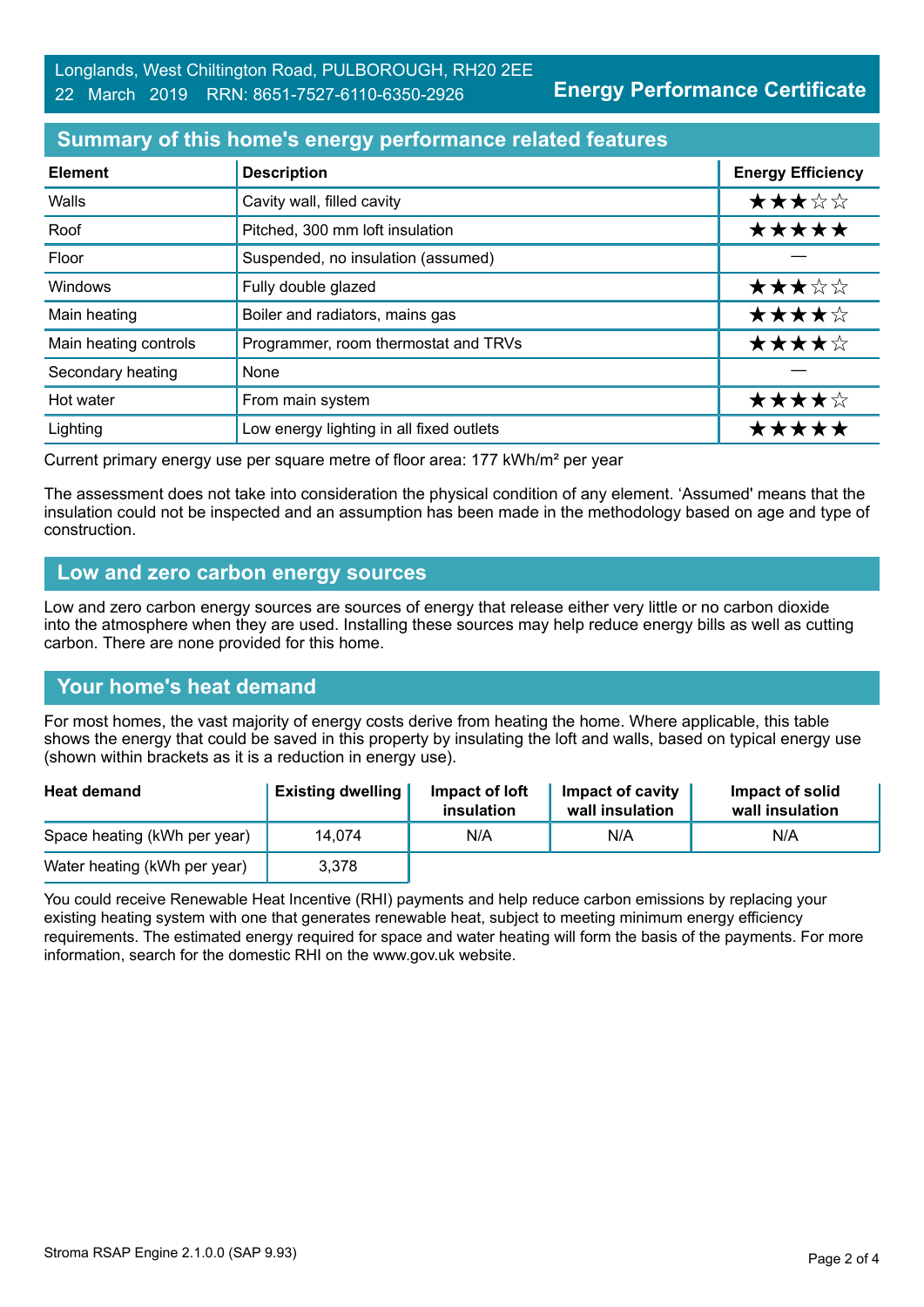Longlands, West Chiltington Road, PULBOROUGH, RH20 2EE
22 March 2019 RRN: 8651-7527-6110-6350-2926

**Energy Performance Certificate**

## Summary of this home's energy performance related features

| Element | Description | Energy Efficiency |
|---|---|---|
| Walls | Cavity wall, filled cavity | ★★★☆☆ |
| Roof | Pitched, 300 mm loft insulation | ★★★★★ |
| Floor | Suspended, no insulation (assumed) | — |
| Windows | Fully double glazed | ★★★☆☆ |
| Main heating | Boiler and radiators, mains gas | ★★★★☆ |
| Main heating controls | Programmer, room thermostat and TRVs | ★★★★☆ |
| Secondary heating | None | — |
| Hot water | From main system | ★★★★☆ |
| Lighting | Low energy lighting in all fixed outlets | ★★★★★ |

Current primary energy use per square metre of floor area: 177 kWh/m² per year

The assessment does not take into consideration the physical condition of any element. 'Assumed' means that the insulation could not be inspected and an assumption has been made in the methodology based on age and type of construction.

## Low and zero carbon energy sources

Low and zero carbon energy sources are sources of energy that release either very little or no carbon dioxide into the atmosphere when they are used. Installing these sources may help reduce energy bills as well as cutting carbon. There are none provided for this home.

## Your home's heat demand

For most homes, the vast majority of energy costs derive from heating the home. Where applicable, this table shows the energy that could be saved in this property by insulating the loft and walls, based on typical energy use (shown within brackets as it is a reduction in energy use).

| Heat demand | Existing dwelling | Impact of loft insulation | Impact of cavity wall insulation | Impact of solid wall insulation |
|---|---|---|---|---|
| Space heating (kWh per year) | 14,074 | N/A | N/A | N/A |
| Water heating (kWh per year) | 3,378 | | | |

You could receive Renewable Heat Incentive (RHI) payments and help reduce carbon emissions by replacing your existing heating system with one that generates renewable heat, subject to meeting minimum energy efficiency requirements. The estimated energy required for space and water heating will form the basis of the payments. For more information, search for the domestic RHI on the www.gov.uk website.

Stroma RSAP Engine 2.1.0.0 (SAP 9.93)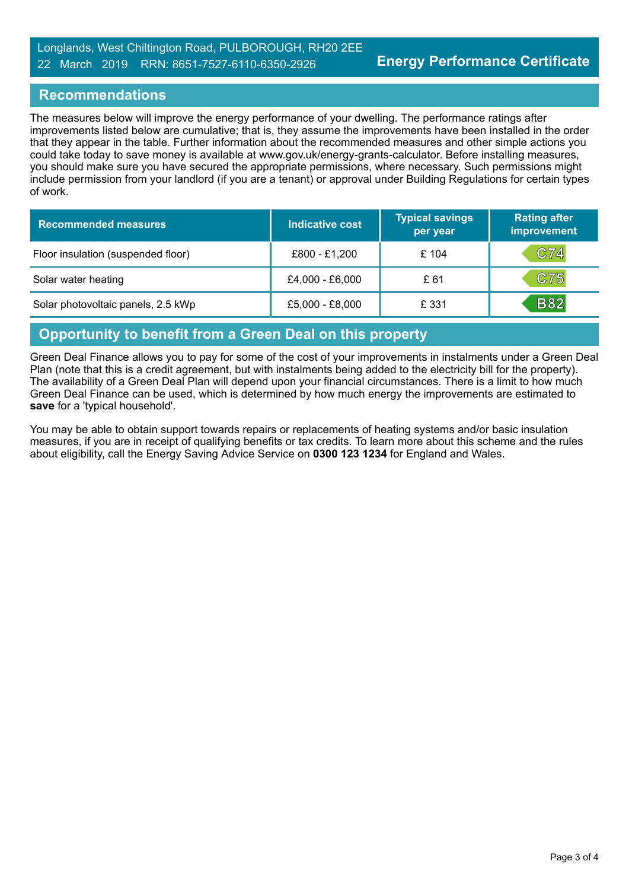## Recommendations

The measures below will improve the energy performance of your dwelling. The performance ratings after improvements listed below are cumulative; that is, they assume the improvements have been installed in the order that they appear in the table. Further information about the recommended measures and other simple actions you could take today to save money is available at www.gov.uk/energy-grants-calculator. Before installing measures, you should make sure you have secured the appropriate permissions, where necessary. Such permissions might include permission from your landlord (if you are a tenant) or approval under Building Regulations for certain types of work.

| Recommended measures | Indicative cost | Typical savings per year | Rating after improvement |
|---|---|---|---|
| Floor insulation (suspended floor) | £800 - £1,200 | £ 104 | C74 |
| Solar water heating | £4,000 - £6,000 | £ 61 | C75 |
| Solar photovoltaic panels, 2.5 kWp | £5,000 - £8,000 | £ 331 | B82 |

## Opportunity to benefit from a Green Deal on this property

Green Deal Finance allows you to pay for some of the cost of your improvements in instalments under a Green Deal Plan (note that this is a credit agreement, but with instalments being added to the electricity bill for the property). The availability of a Green Deal Plan will depend upon your financial circumstances. There is a limit to how much Green Deal Finance can be used, which is determined by how much energy the improvements are estimated to **save** for a 'typical household'.

You may be able to obtain support towards repairs or replacements of heating systems and/or basic insulation measures, if you are in receipt of qualifying benefits or tax credits. To learn more about this scheme and the rules about eligibility, call the Energy Saving Advice Service on **0300 123 1234** for England and Wales.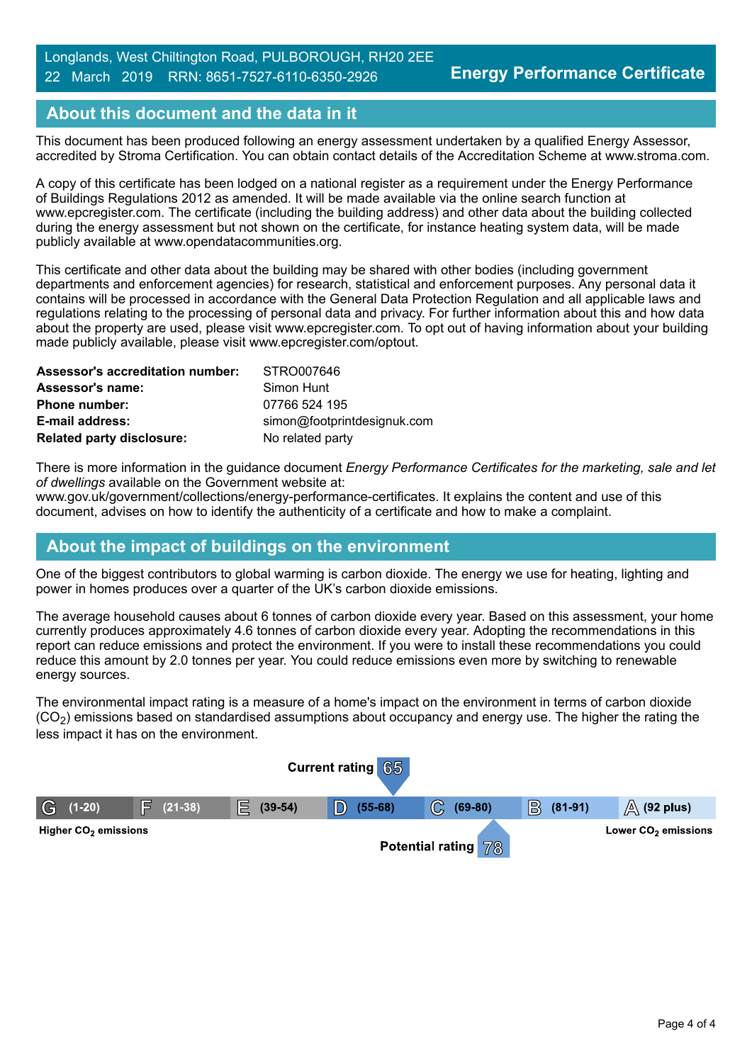Longlands, West Chiltington Road, PULBOROUGH, RH20 2EE
22 March 2019 RRN: 8651-7527-6110-6350-2926

**Energy Performance Certificate**

## About this document and the data in it

This document has been produced following an energy assessment undertaken by a qualified Energy Assessor, accredited by Stroma Certification. You can obtain contact details of the Accreditation Scheme at www.stroma.com.

A copy of this certificate has been lodged on a national register as a requirement under the Energy Performance of Buildings Regulations 2012 as amended. It will be made available via the online search function at www.epcregister.com. The certificate (including the building address) and other data about the building collected during the energy assessment but not shown on the certificate, for instance heating system data, will be made publicly available at www.opendatacommunities.org.

This certificate and other data about the building may be shared with other bodies (including government departments and enforcement agencies) for research, statistical and enforcement purposes. Any personal data it contains will be processed in accordance with the General Data Protection Regulation and all applicable laws and regulations relating to the processing of personal data and privacy. For further information about this and how data about the property are used, please visit www.epcregister.com. To opt out of having information about your building made publicly available, please visit www.epcregister.com/optout.

| | |
|---|---|
| **Assessor's accreditation number:** | STRO007646 |
| **Assessor's name:** | Simon Hunt |
| **Phone number:** | 07766 524 195 |
| **E-mail address:** | simon@footprintdesignuk.com |
| **Related party disclosure:** | No related party |

There is more information in the guidance document *Energy Performance Certificates for the marketing, sale and let of dwellings* available on the Government website at: www.gov.uk/government/collections/energy-performance-certificates. It explains the content and use of this document, advises on how to identify the authenticity of a certificate and how to make a complaint.

## About the impact of buildings on the environment

One of the biggest contributors to global warming is carbon dioxide. The energy we use for heating, lighting and power in homes produces over a quarter of the UK's carbon dioxide emissions.

The average household causes about 6 tonnes of carbon dioxide every year. Based on this assessment, your home currently produces approximately 4.6 tonnes of carbon dioxide every year. Adopting the recommendations in this report can reduce emissions and protect the environment. If you were to install these recommendations you could reduce this amount by 2.0 tonnes per year. You could reduce emissions even more by switching to renewable energy sources.

The environmental impact rating is a measure of a home's impact on the environment in terms of carbon dioxide ($CO_2$) emissions based on standardised assumptions about occupancy and energy use. The higher the rating the less impact it has on the environment.

Current rating 65

G (1-20)
F (21-38)
E (39-54)
D (55-68)
C (69-80)
B (81-91)
A (92 plus)

Higher $CO_2$ emissions
Lower $CO_2$ emissions

Potential rating 78